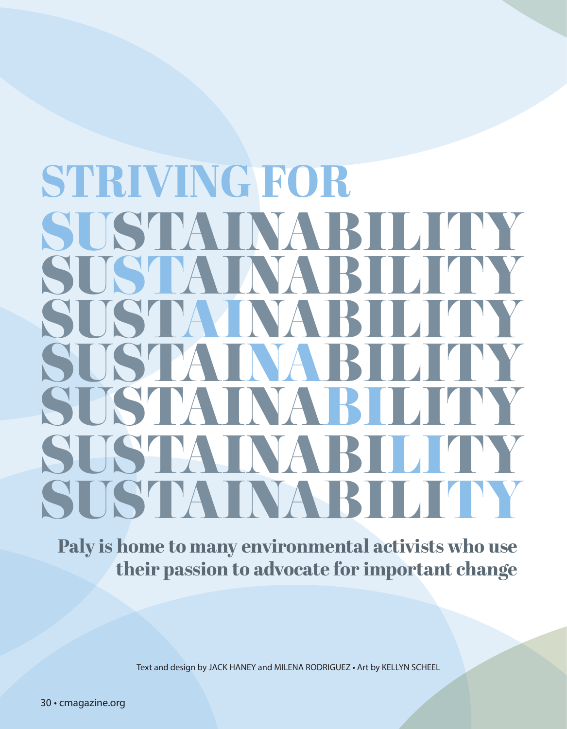# STRIVING FOR SUSTAINABILITY

SUSTAINABILITY
SUSTAINABILITY
SUSTAINABILITY
SUSTAINABILITY
SUSTAINABILITY
SUSTAINABILITY

**Paly is home to many environmental activists who use their passion to advocate for important change**

Text and design by JACK HANEY and MILENA RODRIGUEZ • Art by KELLYN SCHEEL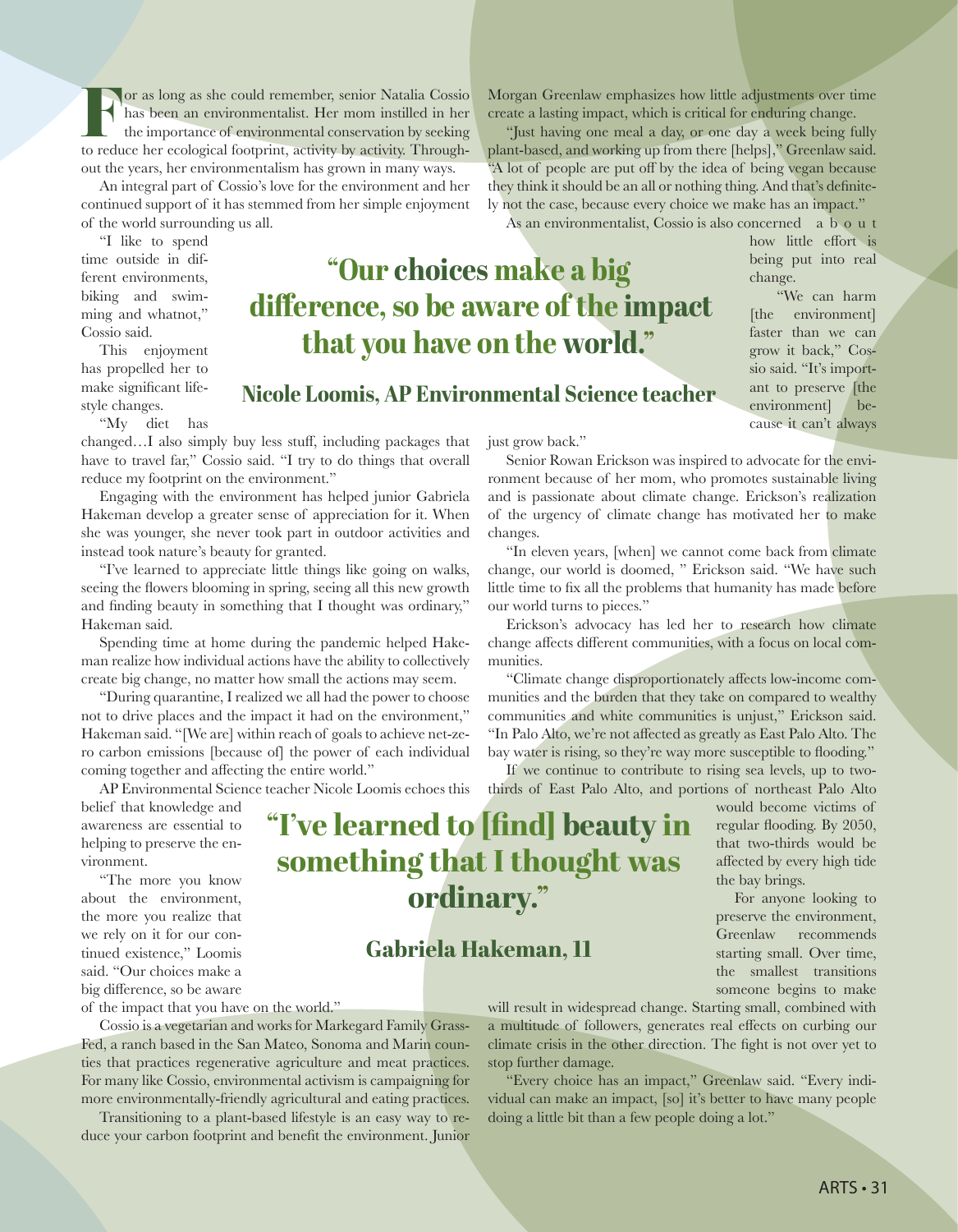For as long as she could remember, senior Natalia Cossio has been an environmentalist. Her mom instilled in her the importance of environmental conservation by seeking to reduce her ecological footprint, activity by activity. Throughout the years, her environmentalism has grown in many ways.

An integral part of Cossio's love for the environment and her continued support of it has stemmed from her simple enjoyment of the world surrounding us all.

"I like to spend time outside in different environments, biking and swimming and whatnot," Cossio said.

This enjoyment has propelled her to make significant lifestyle changes.

"My diet has changed…I also simply buy less stuff, including packages that have to travel far," Cossio said. "I try to do things that overall reduce my footprint on the environment."

Engaging with the environment has helped junior Gabriela Hakeman develop a greater sense of appreciation for it. When she was younger, she never took part in outdoor activities and instead took nature's beauty for granted.

"I've learned to appreciate little things like going on walks, seeing the flowers blooming in spring, seeing all this new growth and finding beauty in something that I thought was ordinary," Hakeman said.

Spending time at home during the pandemic helped Hakeman realize how individual actions have the ability to collectively create big change, no matter how small the actions may seem.

"During quarantine, I realized we all had the power to choose not to drive places and the impact it had on the environment," Hakeman said. "[We are] within reach of goals to achieve net-zero carbon emissions [because of] the power of each individual coming together and affecting the entire world."

AP Environmental Science teacher Nicole Loomis echoes this belief that knowledge and awareness are essential to helping to preserve the environment.

"The more you know about the environment, the more you realize that we rely on it for our continued existence," Loomis said. "Our choices make a big difference, so be aware of the impact that you have on the world."

## "Our choices make a big difference, so be aware of the impact that you have on the world."

## Nicole Loomis, AP Environmental Science teacher

Cossio is a vegetarian and works for Markegard Family Grass-Fed, a ranch based in the San Mateo, Sonoma and Marin counties that practices regenerative agriculture and meat practices. For many like Cossio, environmental activism is campaigning for more environmentally-friendly agricultural and eating practices.

Transitioning to a plant-based lifestyle is an easy way to reduce your carbon footprint and benefit the environment. Junior Morgan Greenlaw emphasizes how little adjustments over time create a lasting impact, which is critical for enduring change.

"Just having one meal a day, or one day a week being fully plant-based, and working up from there [helps]," Greenlaw said. "A lot of people are put off by the idea of being vegan because they think it should be an all or nothing thing. And that's definitely not the case, because every choice we make has an impact."

As an environmentalist, Cossio is also concerned about how little effort is being put into real change.

"We can harm [the environment] faster than we can grow it back," Cossio said. "It's important to preserve [the environment] because it can't always just grow back."

Senior Rowan Erickson was inspired to advocate for the environment because of her mom, who promotes sustainable living and is passionate about climate change. Erickson's realization of the urgency of climate change has motivated her to make changes.

"In eleven years, [when] we cannot come back from climate change, our world is doomed, " Erickson said. "We have such little time to fix all the problems that humanity has made before our world turns to pieces."

Erickson's advocacy has led her to research how climate change affects different communities, with a focus on local communities.

"Climate change disproportionately affects low-income communities and the burden that they take on compared to wealthy communities and white communities is unjust," Erickson said. "In Palo Alto, we're not affected as greatly as East Palo Alto. The bay water is rising, so they're way more susceptible to flooding."

If we continue to contribute to rising sea levels, up to two-thirds of East Palo Alto, and portions of northeast Palo Alto would become victims of regular flooding. By 2050, that two-thirds would be affected by every high tide the bay brings.

## "I've learned to [find] beauty in something that I thought was ordinary."

## Gabriela Hakeman, 11

For anyone looking to preserve the environment, Greenlaw recommends starting small. Over time, the smallest transitions someone begins to make will result in widespread change. Starting small, combined with a multitude of followers, generates real effects on curbing our climate crisis in the other direction. The fight is not over yet to stop further damage.

"Every choice has an impact," Greenlaw said. "Every individual can make an impact, [so] it's better to have many people doing a little bit than a few people doing a lot."